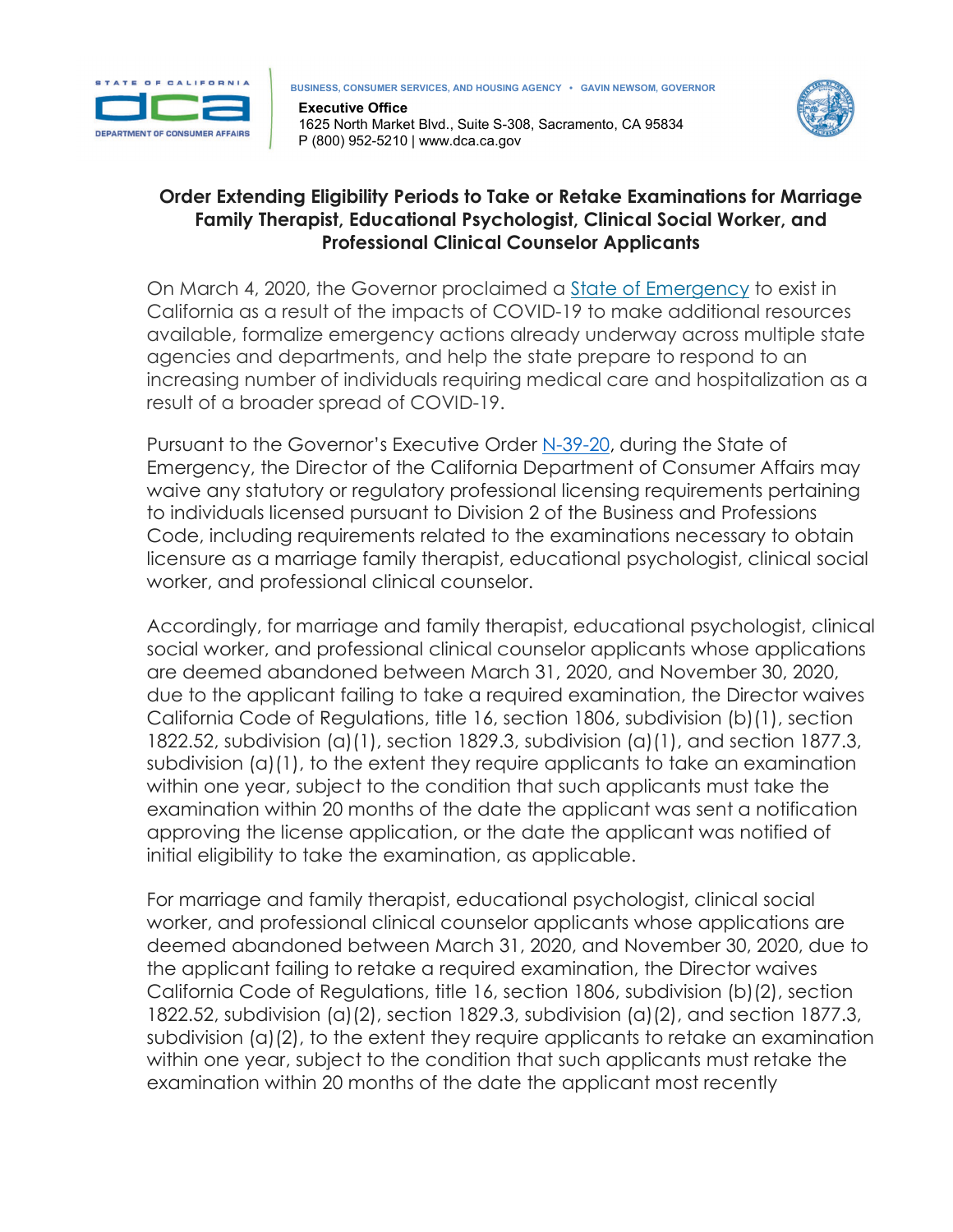BUSINESS, CONSUMER SERVICES, AND HOUSING AGENCY • GAVIN NEWSOM, GOVERNOR

**Executive Office**
1625 North Market Blvd., Suite S-308, Sacramento, CA 95834
P (800) 952-5210 | www.dca.ca.gov

## Order Extending Eligibility Periods to Take or Retake Examinations for Marriage Family Therapist, Educational Psychologist, Clinical Social Worker, and Professional Clinical Counselor Applicants

On March 4, 2020, the Governor proclaimed a State of Emergency to exist in California as a result of the impacts of COVID-19 to make additional resources available, formalize emergency actions already underway across multiple state agencies and departments, and help the state prepare to respond to an increasing number of individuals requiring medical care and hospitalization as a result of a broader spread of COVID-19.

Pursuant to the Governor's Executive Order N-39-20, during the State of Emergency, the Director of the California Department of Consumer Affairs may waive any statutory or regulatory professional licensing requirements pertaining to individuals licensed pursuant to Division 2 of the Business and Professions Code, including requirements related to the examinations necessary to obtain licensure as a marriage family therapist, educational psychologist, clinical social worker, and professional clinical counselor.

Accordingly, for marriage and family therapist, educational psychologist, clinical social worker, and professional clinical counselor applicants whose applications are deemed abandoned between March 31, 2020, and November 30, 2020, due to the applicant failing to take a required examination, the Director waives California Code of Regulations, title 16, section 1806, subdivision (b)(1), section 1822.52, subdivision (a)(1), section 1829.3, subdivision (a)(1), and section 1877.3, subdivision (a)(1), to the extent they require applicants to take an examination within one year, subject to the condition that such applicants must take the examination within 20 months of the date the applicant was sent a notification approving the license application, or the date the applicant was notified of initial eligibility to take the examination, as applicable.

For marriage and family therapist, educational psychologist, clinical social worker, and professional clinical counselor applicants whose applications are deemed abandoned between March 31, 2020, and November 30, 2020, due to the applicant failing to retake a required examination, the Director waives California Code of Regulations, title 16, section 1806, subdivision (b)(2), section 1822.52, subdivision (a)(2), section 1829.3, subdivision (a)(2), and section 1877.3, subdivision (a)(2), to the extent they require applicants to retake an examination within one year, subject to the condition that such applicants must retake the examination within 20 months of the date the applicant most recently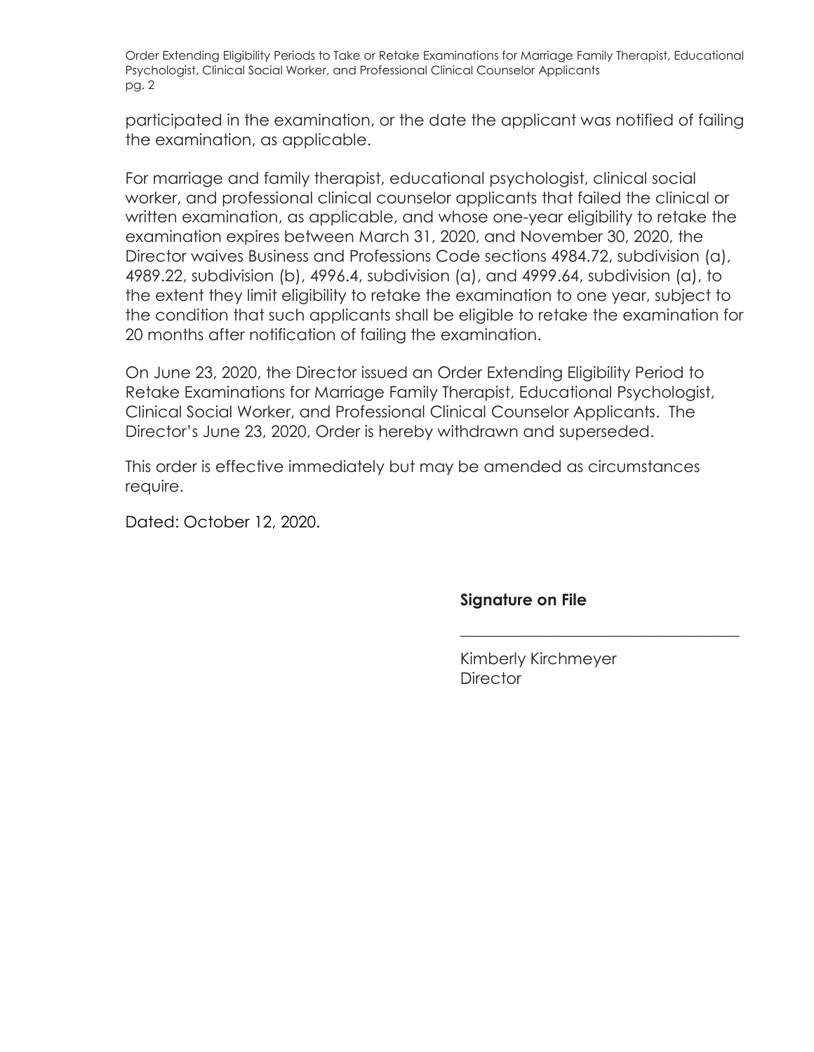participated in the examination, or the date the applicant was notified of failing the examination, as applicable.

For marriage and family therapist, educational psychologist, clinical social worker, and professional clinical counselor applicants that failed the clinical or written examination, as applicable, and whose one-year eligibility to retake the examination expires between March 31, 2020, and November 30, 2020, the Director waives Business and Professions Code sections 4984.72, subdivision (a), 4989.22, subdivision (b), 4996.4, subdivision (a), and 4999.64, subdivision (a), to the extent they limit eligibility to retake the examination to one year, subject to the condition that such applicants shall be eligible to retake the examination for 20 months after notification of failing the examination.

On June 23, 2020, the Director issued an Order Extending Eligibility Period to Retake Examinations for Marriage Family Therapist, Educational Psychologist, Clinical Social Worker, and Professional Clinical Counselor Applicants. The Director's June 23, 2020, Order is hereby withdrawn and superseded.

This order is effective immediately but may be amended as circumstances require.

Dated: October 12, 2020.

**Signature on File**

\_\_\_\_\_\_\_\_\_\_\_\_\_\_\_\_\_\_\_\_\_\_\_\_\_\_\_\_\_\_\_\_\_\_\_\_

Kimberly Kirchmeyer
Director